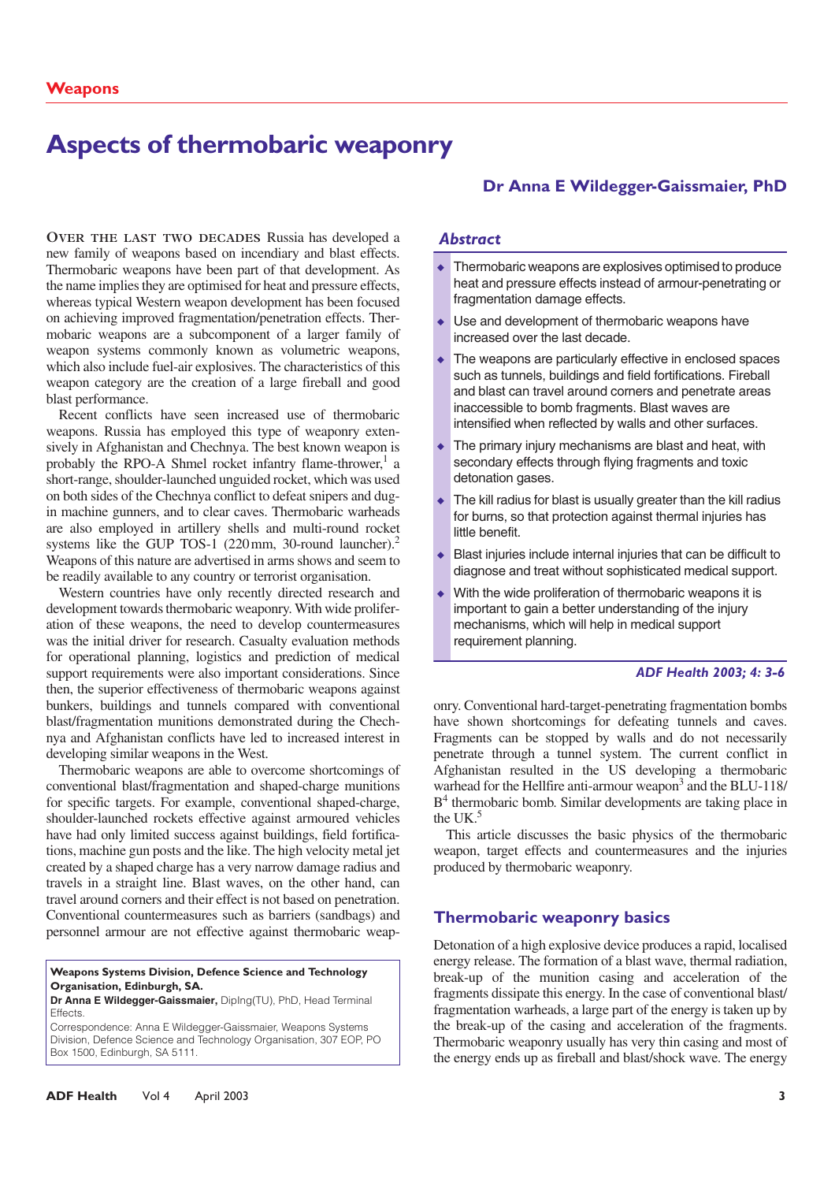Weapons

# Aspects of thermobaric weaponry

**Dr Anna E Wildegger-Gaissmaier, PhD**

## *Abstract*

- Thermobaric weapons are explosives optimised to produce heat and pressure effects instead of armour-penetrating or fragmentation damage effects.
- Use and development of thermobaric weapons have increased over the last decade.
- The weapons are particularly effective in enclosed spaces such as tunnels, buildings and field fortifications. Fireball and blast can travel around corners and penetrate areas inaccessible to bomb fragments. Blast waves are intensified when reflected by walls and other surfaces.
- The primary injury mechanisms are blast and heat, with secondary effects through flying fragments and toxic detonation gases.
- The kill radius for blast is usually greater than the kill radius for burns, so that protection against thermal injuries has little benefit.
- Blast injuries include internal injuries that can be difficult to diagnose and treat without sophisticated medical support.
- With the wide proliferation of thermobaric weapons it is important to gain a better understanding of the injury mechanisms, which will help in medical support requirement planning.

*ADF Health 2003; 4: 3-6*

OVER THE LAST TWO DECADES Russia has developed a new family of weapons based on incendiary and blast effects. Thermobaric weapons have been part of that development. As the name implies they are optimised for heat and pressure effects, whereas typical Western weapon development has been focused on achieving improved fragmentation/penetration effects. Thermobaric weapons are a subcomponent of a larger family of weapon systems commonly known as volumetric weapons, which also include fuel-air explosives. The characteristics of this weapon category are the creation of a large fireball and good blast performance.

Recent conflicts have seen increased use of thermobaric weapons. Russia has employed this type of weaponry extensively in Afghanistan and Chechnya. The best known weapon is probably the RPO-A Shmel rocket infantry flame-thrower,[1] a short-range, shoulder-launched unguided rocket, which was used on both sides of the Chechnya conflict to defeat snipers and dug-in machine gunners, and to clear caves. Thermobaric warheads are also employed in artillery shells and multi-round rocket systems like the GUP TOS-1 (220 mm, 30-round launcher).[2] Weapons of this nature are advertised in arms shows and seem to be readily available to any country or terrorist organisation.

Western countries have only recently directed research and development towards thermobaric weaponry. With wide proliferation of these weapons, the need to develop countermeasures was the initial driver for research. Casualty evaluation methods for operational planning, logistics and prediction of medical support requirements were also important considerations. Since then, the superior effectiveness of thermobaric weapons against bunkers, buildings and tunnels compared with conventional blast/fragmentation munitions demonstrated during the Chechnya and Afghanistan conflicts have led to increased interest in developing similar weapons in the West.

Thermobaric weapons are able to overcome shortcomings of conventional blast/fragmentation and shaped-charge munitions for specific targets. For example, conventional shaped-charge, shoulder-launched rockets effective against armoured vehicles have had only limited success against buildings, field fortifications, machine gun posts and the like. The high velocity metal jet created by a shaped charge has a very narrow damage radius and travels in a straight line. Blast waves, on the other hand, can travel around corners and their effect is not based on penetration. Conventional countermeasures such as barriers (sandbags) and personnel armour are not effective against thermobaric weaponry. Conventional hard-target-penetrating fragmentation bombs have shown shortcomings for defeating tunnels and caves. Fragments can be stopped by walls and do not necessarily penetrate through a tunnel system. The current conflict in Afghanistan resulted in the US developing a thermobaric warhead for the Hellfire anti-armour weapon[3] and the BLU-118/B[4] thermobaric bomb. Similar developments are taking place in the UK.[5]

This article discusses the basic physics of the thermobaric weapon, target effects and countermeasures and the injuries produced by thermobaric weaponry.

## Thermobaric weaponry basics

Detonation of a high explosive device produces a rapid, localised energy release. The formation of a blast wave, thermal radiation, break-up of the munition casing and acceleration of the fragments dissipate this energy. In the case of conventional blast/fragmentation warheads, a large part of the energy is taken up by the break-up of the casing and acceleration of the fragments. Thermobaric weaponry usually has very thin casing and most of the energy ends up as fireball and blast/shock wave. The energy

**Weapons Systems Division, Defence Science and Technology Organisation, Edinburgh, SA.**
**Dr Anna E Wildegger-Gaissmaier,** DipIng(TU), PhD, Head Terminal Effects.
Correspondence: Anna E Wildegger-Gaissmaier, Weapons Systems Division, Defence Science and Technology Organisation, 307 EOP, PO Box 1500, Edinburgh, SA 5111.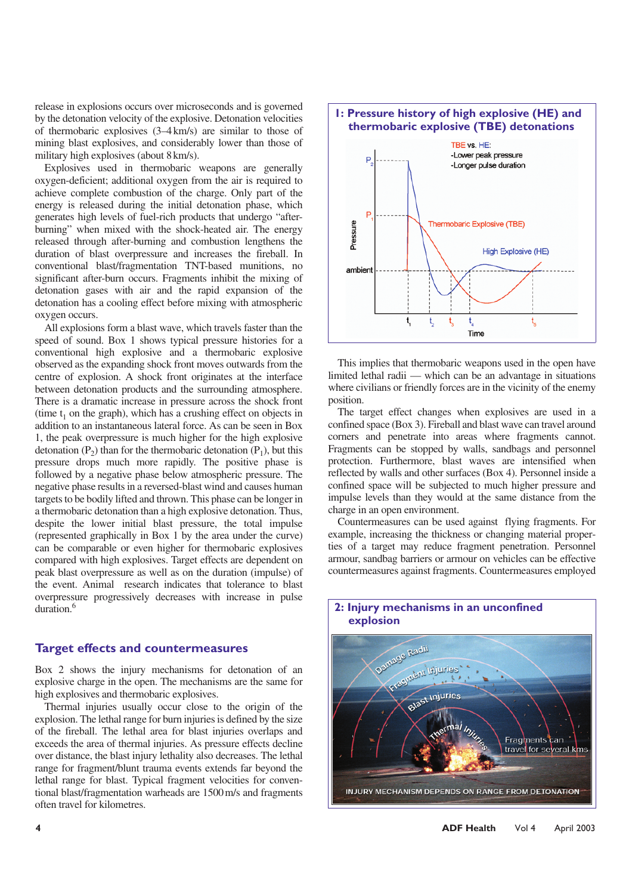release in explosions occurs over microseconds and is governed by the detonation velocity of the explosive. Detonation velocities of thermobaric explosives (3–4 km/s) are similar to those of mining blast explosives, and considerably lower than those of military high explosives (about 8 km/s).

Explosives used in thermobaric weapons are generally oxygen-deficient; additional oxygen from the air is required to achieve complete combustion of the charge. Only part of the energy is released during the initial detonation phase, which generates high levels of fuel-rich products that undergo "after-burning" when mixed with the shock-heated air. The energy released through after-burning and combustion lengthens the duration of blast overpressure and increases the fireball. In conventional blast/fragmentation TNT-based munitions, no significant after-burn occurs. Fragments inhibit the mixing of detonation gases with air and the rapid expansion of the detonation has a cooling effect before mixing with atmospheric oxygen occurs.

All explosions form a blast wave, which travels faster than the speed of sound. Box 1 shows typical pressure histories for a conventional high explosive and a thermobaric explosive observed as the expanding shock front moves outwards from the centre of explosion. A shock front originates at the interface between detonation products and the surrounding atmosphere. There is a dramatic increase in pressure across the shock front (time $t_1$ on the graph), which has a crushing effect on objects in addition to an instantaneous lateral force. As can be seen in Box 1, the peak overpressure is much higher for the high explosive detonation ($P_2$) than for the thermobaric detonation ($P_1$), but this pressure drops much more rapidly. The positive phase is followed by a negative phase below atmospheric pressure. The negative phase results in a reversed-blast wind and causes human targets to be bodily lifted and thrown. This phase can be longer in a thermobaric detonation than a high explosive detonation. Thus, despite the lower initial blast pressure, the total impulse (represented graphically in Box 1 by the area under the curve) can be comparable or even higher for thermobaric explosives compared with high explosives. Target effects are dependent on peak blast overpressure as well as on the duration (impulse) of the event. Animal research indicates that tolerance to blast overpressure progressively decreases with increase in pulse duration.[6]

**1: Pressure history of high explosive (HE) and thermobaric explosive (TBE) detonations**

TBE vs. HE:
- Lower peak pressure
- Longer pulse duration

## Target effects and countermeasures

Box 2 shows the injury mechanisms for detonation of an explosive charge in the open. The mechanisms are the same for high explosives and thermobaric explosives.

Thermal injuries usually occur close to the origin of the explosion. The lethal range for burn injuries is defined by the size of the fireball. The lethal area for blast injuries overlaps and exceeds the area of thermal injuries. As pressure effects decline over distance, the blast injury lethality also decreases. The lethal range for fragment/blunt trauma events extends far beyond the lethal range for blast. Typical fragment velocities for conventional blast/fragmentation warheads are 1500 m/s and fragments often travel for kilometres.

This implies that thermobaric weapons used in the open have limited lethal radii — which can be an advantage in situations where civilians or friendly forces are in the vicinity of the enemy position.

The target effect changes when explosives are used in a confined space (Box 3). Fireball and blast wave can travel around corners and penetrate into areas where fragments cannot. Fragments can be stopped by walls, sandbags and personnel protection. Furthermore, blast waves are intensified when reflected by walls and other surfaces (Box 4). Personnel inside a confined space will be subjected to much higher pressure and impulse levels than they would at the same distance from the charge in an open environment.

Countermeasures can be used against flying fragments. For example, increasing the thickness or changing material properties of a target may reduce fragment penetration. Personnel armour, sandbag barriers or armour on vehicles can be effective countermeasures against fragments. Countermeasures employed

**2: Injury mechanisms in an unconfined explosion**

INJURY MECHANISM DEPENDS ON RANGE FROM DETONATION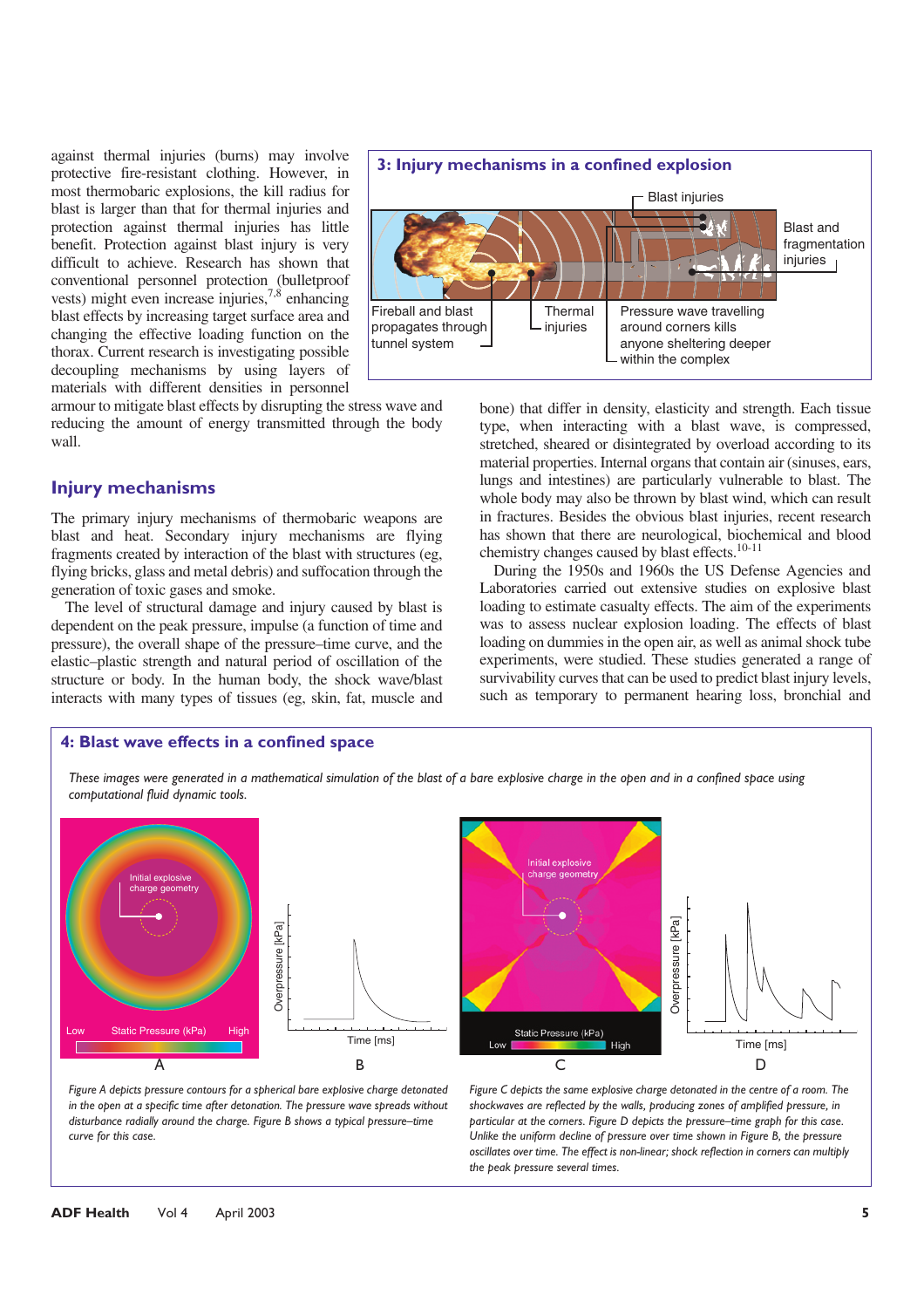against thermal injuries (burns) may involve protective fire-resistant clothing. However, in most thermobaric explosions, the kill radius for blast is larger than that for thermal injuries and protection against thermal injuries has little benefit. Protection against blast injury is very difficult to achieve. Research has shown that conventional personnel protection (bulletproof vests) might even increase injuries,[7,8] enhancing blast effects by increasing target surface area and changing the effective loading function on the thorax. Current research is investigating possible decoupling mechanisms by using layers of materials with different densities in personnel armour to mitigate blast effects by disrupting the stress wave and reducing the amount of energy transmitted through the body wall.

### 3: Injury mechanisms in a confined explosion

Blast injuries

Blast and fragmentation injuries

Fireball and blast propagates through tunnel system

Thermal injuries

Pressure wave travelling around corners kills anyone sheltering deeper within the complex

## Injury mechanisms

The primary injury mechanisms of thermobaric weapons are blast and heat. Secondary injury mechanisms are flying fragments created by interaction of the blast with structures (eg, flying bricks, glass and metal debris) and suffocation through the generation of toxic gases and smoke.

The level of structural damage and injury caused by blast is dependent on the peak pressure, impulse (a function of time and pressure), the overall shape of the pressure–time curve, and the elastic–plastic strength and natural period of oscillation of the structure or body. In the human body, the shock wave/blast interacts with many types of tissues (eg, skin, fat, muscle and bone) that differ in density, elasticity and strength. Each tissue type, when interacting with a blast wave, is compressed, stretched, sheared or disintegrated by overload according to its material properties. Internal organs that contain air (sinuses, ears, lungs and intestines) are particularly vulnerable to blast. The whole body may also be thrown by blast wind, which can result in fractures. Besides the obvious blast injuries, recent research has shown that there are neurological, biochemical and blood chemistry changes caused by blast effects.[10-11]

During the 1950s and 1960s the US Defense Agencies and Laboratories carried out extensive studies on explosive blast loading to estimate casualty effects. The aim of the experiments was to assess nuclear explosion loading. The effects of blast loading on dummies in the open air, as well as animal shock tube experiments, were studied. These studies generated a range of survivability curves that can be used to predict blast injury levels, such as temporary to permanent hearing loss, bronchial and

### 4: Blast wave effects in a confined space

*These images were generated in a mathematical simulation of the blast of a bare explosive charge in the open and in a confined space using computational fluid dynamic tools.*

*Figure A depicts pressure contours for a spherical bare explosive charge detonated in the open at a specific time after detonation. The pressure wave spreads without disturbance radially around the charge. Figure B shows a typical pressure–time curve for this case.*

*Figure C depicts the same explosive charge detonated in the centre of a room. The shockwaves are reflected by the walls, producing zones of amplified pressure, in particular at the corners. Figure D depicts the pressure–time graph for this case. Unlike the uniform decline of pressure over time shown in Figure B, the pressure oscillates over time. The effect is non-linear; shock reflection in corners can multiply the peak pressure several times.*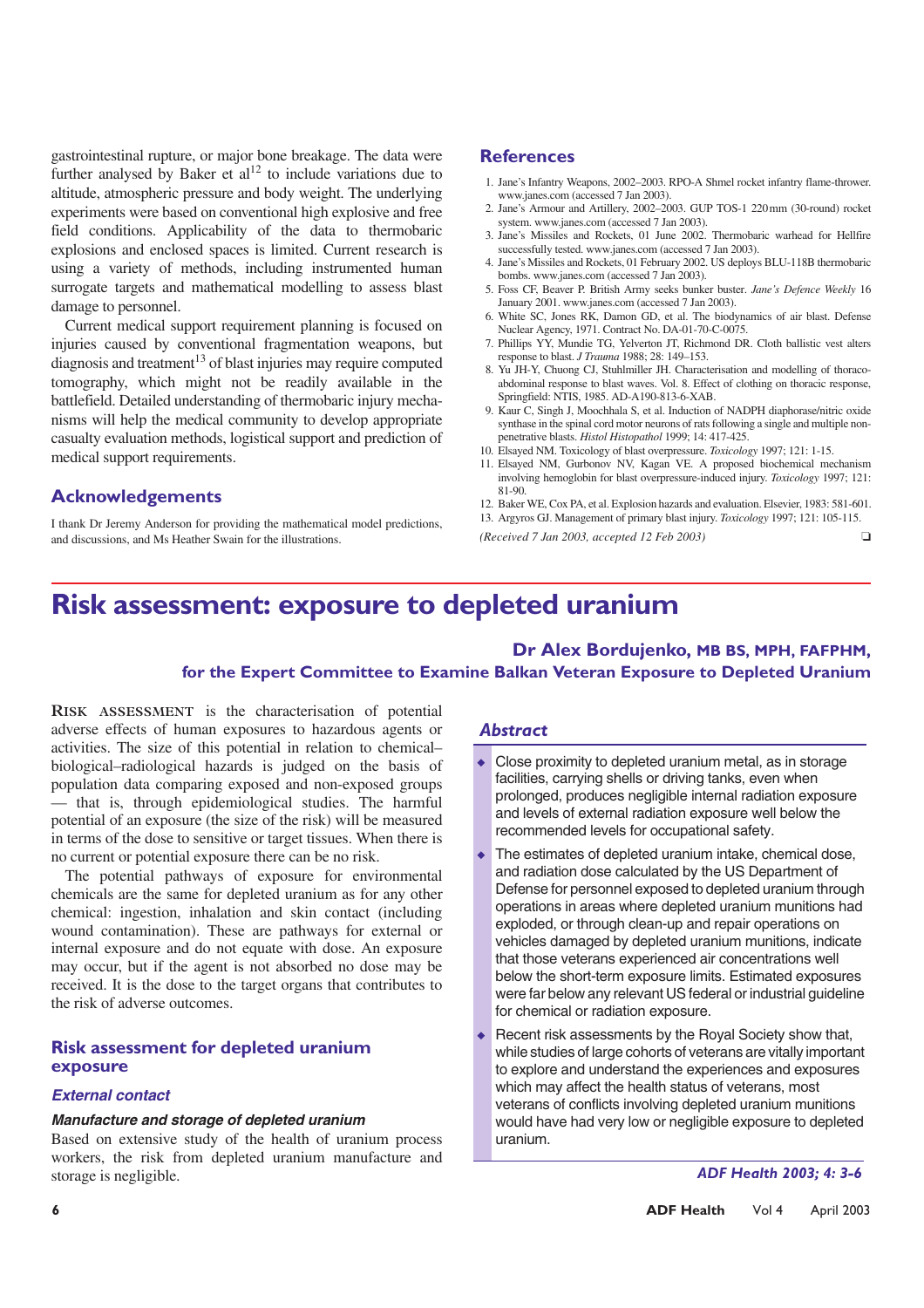gastrointestinal rupture, or major bone breakage. The data were further analysed by Baker et al[12] to include variations due to altitude, atmospheric pressure and body weight. The underlying experiments were based on conventional high explosive and free field conditions. Applicability of the data to thermobaric explosions and enclosed spaces is limited. Current research is using a variety of methods, including instrumented human surrogate targets and mathematical modelling to assess blast damage to personnel.

Current medical support requirement planning is focused on injuries caused by conventional fragmentation weapons, but diagnosis and treatment[13] of blast injuries may require computed tomography, which might not be readily available in the battlefield. Detailed understanding of thermobaric injury mechanisms will help the medical community to develop appropriate casualty evaluation methods, logistical support and prediction of medical support requirements.

## Acknowledgements

I thank Dr Jeremy Anderson for providing the mathematical model predictions, and discussions, and Ms Heather Swain for the illustrations.

## References

1. Jane's Infantry Weapons, 2002–2003. RPO-A Shmel rocket infantry flame-thrower. www.janes.com (accessed 7 Jan 2003).
2. Jane's Armour and Artillery, 2002–2003. GUP TOS-1 220 mm (30-round) rocket system. www.janes.com (accessed 7 Jan 2003).
3. Jane's Missiles and Rockets, 01 June 2002. Thermobaric warhead for Hellfire successfully tested. www.janes.com (accessed 7 Jan 2003).
4. Jane's Missiles and Rockets, 01 February 2002. US deploys BLU-118B thermobaric bombs. www.janes.com (accessed 7 Jan 2003).
5. Foss CF, Beaver P. British Army seeks bunker buster. *Jane's Defence Weekly* 16 January 2001. www.janes.com (accessed 7 Jan 2003).
6. White SC, Jones RK, Damon GD, et al. The biodynamics of air blast. Defense Nuclear Agency, 1971. Contract No. DA-01-70-C-0075.
7. Phillips YY, Mundie TG, Yelverton JT, Richmond DR. Cloth ballistic vest alters response to blast. *J Trauma* 1988; 28: 149–153.
8. Yu JH-Y, Chuong CJ, Stuhlmiller JH. Characterisation and modelling of thoraco-abdominal response to blast waves. Vol. 8. Effect of clothing on thoracic response, Springfield: NTIS, 1985. AD-A190-813-6-XAB.
9. Kaur C, Singh J, Moochhala S, et al. Induction of NADPH diaphorase/nitric oxide synthase in the spinal cord motor neurons of rats following a single and multiple non-penetrative blasts. *Histol Histopathol* 1999; 14: 417-425.
10. Elsayed NM. Toxicology of blast overpressure. *Toxicology* 1997; 121: 1-15.
11. Elsayed NM, Gurbonov NV, Kagan VE. A proposed biochemical mechanism involving hemoglobin for blast overpressure-induced injury. *Toxicology* 1997; 121: 81-90.
12. Baker WE, Cox PA, et al. Explosion hazards and evaluation. Elsevier, 1983: 581-601.
13. Argyros GJ. Management of primary blast injury. *Toxicology* 1997; 121: 105-115.

*(Received 7 Jan 2003, accepted 12 Feb 2003)*

# Risk assessment: exposure to depleted uranium

**Dr Alex Bordujenko, MB BS, MPH, FAFPHM,**
**for the Expert Committee to Examine Balkan Veteran Exposure to Depleted Uranium**

### *Abstract*

- Close proximity to depleted uranium metal, as in storage facilities, carrying shells or driving tanks, even when prolonged, produces negligible internal radiation exposure and levels of external radiation exposure well below the recommended levels for occupational safety.
- The estimates of depleted uranium intake, chemical dose, and radiation dose calculated by the US Department of Defense for personnel exposed to depleted uranium through operations in areas where depleted uranium munitions had exploded, or through clean-up and repair operations on vehicles damaged by depleted uranium munitions, indicate that those veterans experienced air concentrations well below the short-term exposure limits. Estimated exposures were far below any relevant US federal or industrial guideline for chemical or radiation exposure.
- Recent risk assessments by the Royal Society show that, while studies of large cohorts of veterans are vitally important to explore and understand the experiences and exposures which may affect the health status of veterans, most veterans of conflicts involving depleted uranium munitions would have had very low or negligible exposure to depleted uranium.

*ADF Health 2003; 4: 3-6*

RISK ASSESSMENT is the characterisation of potential adverse effects of human exposures to hazardous agents or activities. The size of this potential in relation to chemical–biological–radiological hazards is judged on the basis of population data comparing exposed and non-exposed groups — that is, through epidemiological studies. The harmful potential of an exposure (the size of the risk) will be measured in terms of the dose to sensitive or target tissues. When there is no current or potential exposure there can be no risk.

The potential pathways of exposure for environmental chemicals are the same for depleted uranium as for any other chemical: ingestion, inhalation and skin contact (including wound contamination). These are pathways for external or internal exposure and do not equate with dose. An exposure may occur, but if the agent is not absorbed no dose may be received. It is the dose to the target organs that contributes to the risk of adverse outcomes.

## Risk assessment for depleted uranium exposure

### *External contact*

#### *Manufacture and storage of depleted uranium*

Based on extensive study of the health of uranium process workers, the risk from depleted uranium manufacture and storage is negligible.